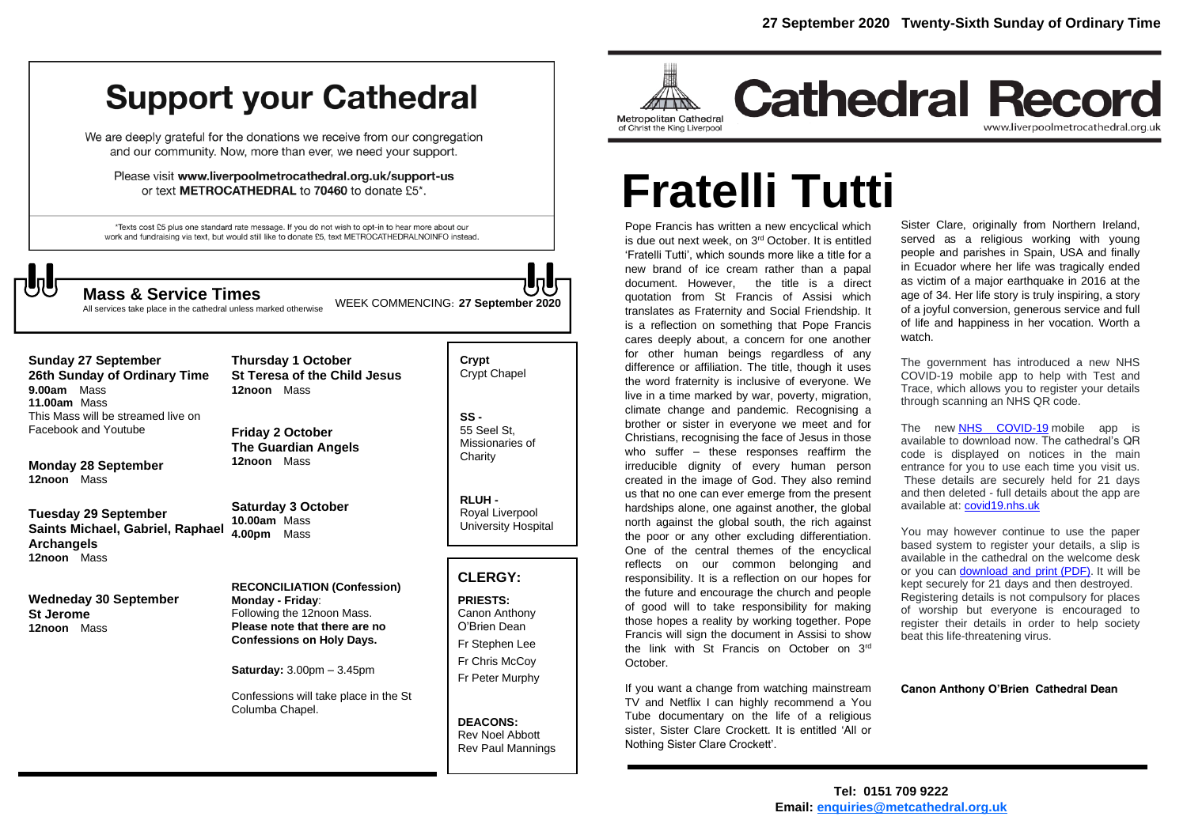# Support your Cathedral

We are deeply grateful for the donations we receive from our congregation and our community. Now, more than ever, we need your support.

Please visit **www.liverpoolmetrocathedral.org.uk/support-us** or text **METROCATHEDRAL** to **70460** to donate £5*.

*Texts cost £5 plus one standard rate message. If you do not wish to opt-in to hear more about our work and fundraising via text, but would still like to donate £5, text METROCATHEDRALNOINFO instead.

## Mass & Service Times

All services take place in the cathedral unless marked otherwise

WEEK COMMENCING: **27 September 2020**

**Sunday 27 September**
**26th Sunday of Ordinary Time**
**9.00am** Mass
**11.00am** Mass
This Mass will be streamed live on Facebook and Youtube

**Monday 28 September**
**12noon** Mass

**Tuesday 29 September**
**Saints Michael, Gabriel, Raphael Archangels**
**12noon** Mass

**Wednesday 30 September**
**St Jerome**
**12noon** Mass

**Thursday 1 October**
**St Teresa of the Child Jesus**
**12noon** Mass

**Friday 2 October**
**The Guardian Angels**
**12noon** Mass

**Saturday 3 October**
**10.00am** Mass
**4.00pm** Mass

**RECONCILIATION (Confession)**
**Monday - Friday**:
Following the 12noon Mass.
**Please note that there are no Confessions on Holy Days.**

**Saturday:** 3.00pm – 3.45pm

Confessions will take place in the St Columba Chapel.

**Crypt** Crypt Chapel

**SS -** 55 Seel St, Missionaries of Charity

**RLUH -** Royal Liverpool University Hospital

## CLERGY:

**PRIESTS:**
Canon Anthony O'Brien Dean
Fr Stephen Lee
Fr Chris McCoy
Fr Peter Murphy

**DEACONS:**
Rev Noel Abbott
Rev Paul Mannings

**27 September 2020 Twenty-Sixth Sunday of Ordinary Time**

Metropolitan Cathedral of Christ the King Liverpool

# Cathedral Record

www.liverpoolmetrocathedral.org.uk

# Fratelli Tutti

Pope Francis has written a new encyclical which is due out next week, on 3rd October. It is entitled 'Fratelli Tutti', which sounds more like a title for a new brand of ice cream rather than a papal document. However, the title is a direct quotation from St Francis of Assisi which translates as Fraternity and Social Friendship. It is a reflection on something that Pope Francis cares deeply about, a concern for one another for other human beings regardless of any difference or affiliation. The title, though it uses the word fraternity is inclusive of everyone. We live in a time marked by war, poverty, migration, climate change and pandemic. Recognising a brother or sister in everyone we meet and for Christians, recognising the face of Jesus in those who suffer – these responses reaffirm the irreducible dignity of every human person created in the image of God. They also remind us that no one can ever emerge from the present hardships alone, one against another, the global north against the global south, the rich against the poor or any other excluding differentiation. One of the central themes of the encyclical reflects on our common belonging and responsibility. It is a reflection on our hopes for the future and encourage the church and people of good will to take responsibility for making those hopes a reality by working together. Pope Francis will sign the document in Assisi to show the link with St Francis on October on 3rd October.

If you want a change from watching mainstream TV and Netflix I can highly recommend a You Tube documentary on the life of a religious sister, Sister Clare Crockett. It is entitled 'All or Nothing Sister Clare Crockett'.

Sister Clare, originally from Northern Ireland, served as a religious working with young people and parishes in Spain, USA and finally in Ecuador where her life was tragically ended as victim of a major earthquake in 2016 at the age of 34. Her life story is truly inspiring, a story of a joyful conversion, generous service and full of life and happiness in her vocation. Worth a watch.

The government has introduced a new NHS COVID-19 mobile app to help with Test and Trace, which allows you to register your details through scanning an NHS QR code.

The new NHS COVID-19 mobile app is available to download now. The cathedral's QR code is displayed on notices in the main entrance for you to use each time you visit us. These details are securely held for 21 days and then deleted - full details about the app are available at: covid19.nhs.uk

You may however continue to use the paper based system to register your details, a slip is available in the cathedral on the welcome desk or you can download and print (PDF). It will be kept securely for 21 days and then destroyed. Registering details is not compulsory for places of worship but everyone is encouraged to register their details in order to help society beat this life-threatening virus.

**Canon Anthony O'Brien Cathedral Dean**

**Tel: 0151 709 9222**
**Email: enquiries@metcathedral.org.uk**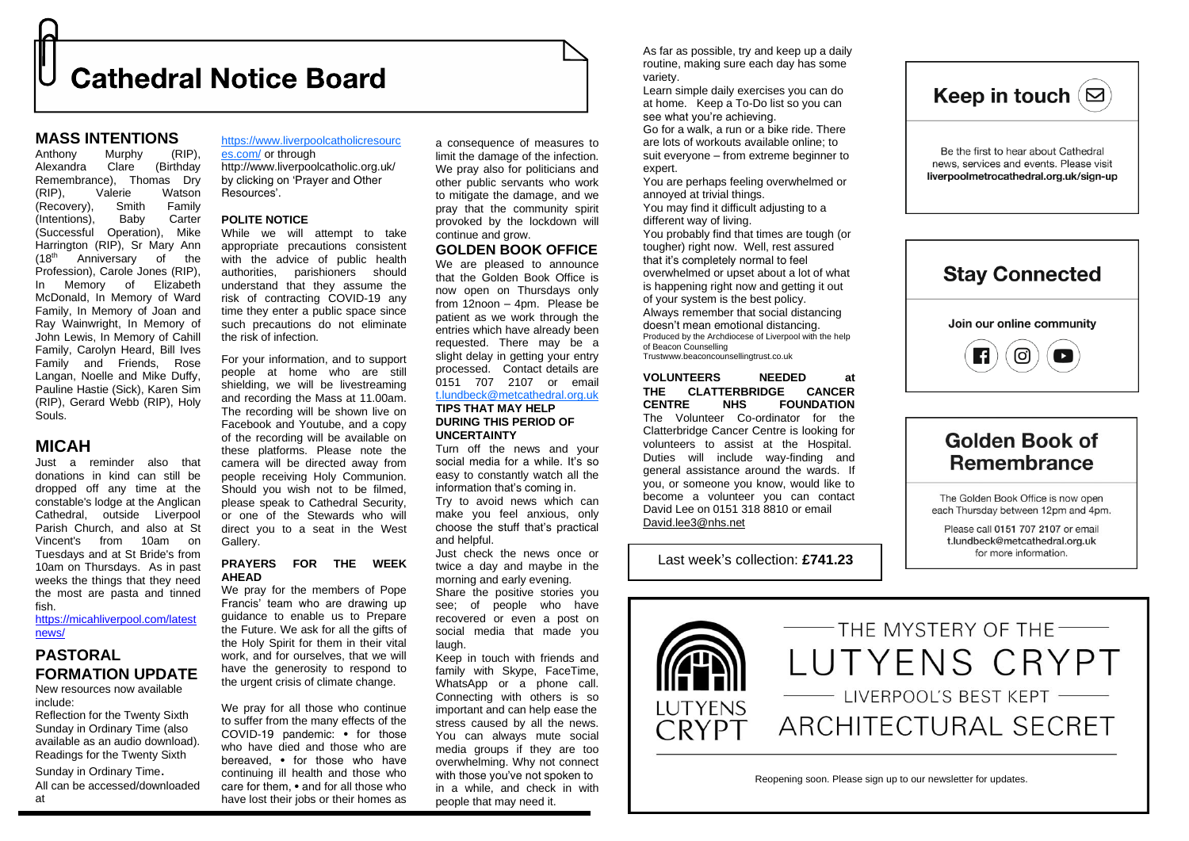# Cathedral Notice Board

## MASS INTENTIONS

Anthony Murphy (RIP), Alexandra Clare (Birthday Remembrance), Thomas Dry (RIP), Valerie Watson (Intentions), Smith Family (Recovery), Baby Carter (Successful Operation), Mike Harrington (RIP), Sr Mary Ann (18th Anniversary of the Profession), Carole Jones (RIP), In Memory of Elizabeth McDonald, In Memory of Ward Family, In Memory of Joan and Ray Wainwright, In Memory of John Lewis, In Memory of Cahill Family, Carolyn Heard, Bill Ives Family and Friends, Rose Langan, Noelle and Mike Duffy, Pauline Hastie (Sick), Karen Sim (RIP), Gerard Webb (RIP), Holy Souls.

## MICAH

Just a reminder also that donations in kind can still be dropped off any time at the constable's lodge at the Anglican Cathedral, outside Liverpool Parish Church, and also at St Vincent's from 10am on Tuesdays and at St Bride's from 10am on Thursdays. As in past weeks the things that they need the most are pasta and tinned fish.

https://micahliverpool.com/latest news/

## PASTORAL FORMATION UPDATE

New resources now available include:

Reflection for the Twenty Sixth Sunday in Ordinary Time (also available as an audio download). Readings for the Twenty Sixth Sunday in Ordinary Time.

All can be accessed/downloaded at https://www.liverpoolcatholicresources.com/ or through http://www.liverpoolcatholic.org.uk/ by clicking on 'Prayer and Other Resources'.

**POLITE NOTICE**

While we will attempt to take appropriate precautions consistent with the advice of public health authorities, parishioners should understand that they assume the risk of contracting COVID-19 any time they enter a public space since such precautions do not eliminate the risk of infection.

For your information, and to support people at home who are still shielding, we will be livestreaming and recording the Mass at 11.00am. The recording will be shown live on Facebook and Youtube, and a copy of the recording will be available on these platforms. Please note the camera will be directed away from people receiving Holy Communion. Should you wish not to be filmed, please speak to Cathedral Security, or one of the Stewards who will direct you to a seat in the West Gallery.

**PRAYERS FOR THE WEEK AHEAD**

We pray for the members of Pope Francis' team who are drawing up guidance to enable us to Prepare the Future. We ask for all the gifts of the Holy Spirit for them in their vital work, and for ourselves, that we will have the generosity to respond to the urgent crisis of climate change.

We pray for all those who continue to suffer from the many effects of the COVID-19 pandemic: • for those who have died and those who are bereaved, • for those who have continuing ill health and those who care for them, • and for all those who have lost their jobs or their homes as a consequence of measures to limit the damage of the infection. We pray also for politicians and other public servants who work to mitigate the damage, and we pray that the community spirit provoked by the lockdown will continue and grow.

## GOLDEN BOOK OFFICE

We are pleased to announce that the Golden Book Office is now open on Thursdays only from 12noon – 4pm. Please be patient as we work through the entries which have already been requested. There may be a slight delay in getting your entry processed. Contact details are 0151 707 2107 or email t.lundbeck@metcathedral.org.uk

**TIPS THAT MAY HELP DURING THIS PERIOD OF UNCERTAINTY**

Turn off the news and your social media for a while. It's so easy to constantly watch all the information that's coming in.

Try to avoid news which can make you feel anxious, only choose the stuff that's practical and helpful.

Just check the news once or twice a day and maybe in the morning and early evening.

Share the positive stories you see; of people who have recovered or even a post on social media that made you laugh.

Keep in touch with friends and family with Skype, FaceTime, WhatsApp or a phone call. Connecting with others is so important and can help ease the stress caused by all the news. You can always mute social media groups if they are too overwhelming. Why not connect with those you've not spoken to in a while, and check in with people that may need it.

As far as possible, try and keep up a daily routine, making sure each day has some variety.

Learn simple daily exercises you can do at home. Keep a To-Do list so you can see what you're achieving.

Go for a walk, a run or a bike ride. There are lots of workouts available online; to suit everyone – from extreme beginner to expert.

You are perhaps feeling overwhelmed or annoyed at trivial things.

You may find it difficult adjusting to a different way of living.

You probably find that times are tough (or tougher) right now. Well, rest assured that it's completely normal to feel overwhelmed or upset about a lot of what is happening right now and getting it out of your system is the best policy.

Always remember that social distancing doesn't mean emotional distancing.

Produced by the Archdiocese of Liverpool with the help of Beacon Counselling Trustwww.beaconcounsellingtrust.co.uk

**VOLUNTEERS NEEDED at THE CLATTERBRIDGE CANCER CENTRE NHS FOUNDATION**

The Volunteer Co-ordinator for the Clatterbridge Cancer Centre is looking for volunteers to assist at the Hospital. Duties will include way-finding and general assistance around the wards. If you, or someone you know, would like to become a volunteer you can contact David Lee on 0151 318 8810 or email David.lee3@nhs.net

Last week's collection: **£741.23**

## Keep in touch

Be the first to hear about Cathedral news, services and events. Please visit **liverpoolmetrocathedral.org.uk/sign-up**

## Stay Connected

**Join our online community**

## Golden Book of Remembrance

The Golden Book Office is now open each Thursday between 12pm and 4pm.

Please call **0151 707 2107** or email **t.lundbeck@metcathedral.org.uk** for more information.

LUTYENS CRYPT

THE MYSTERY OF THE LUTYENS CRYPT

LIVERPOOL'S BEST KEPT ARCHITECTURAL SECRET

Reopening soon. Please sign up to our newsletter for updates.